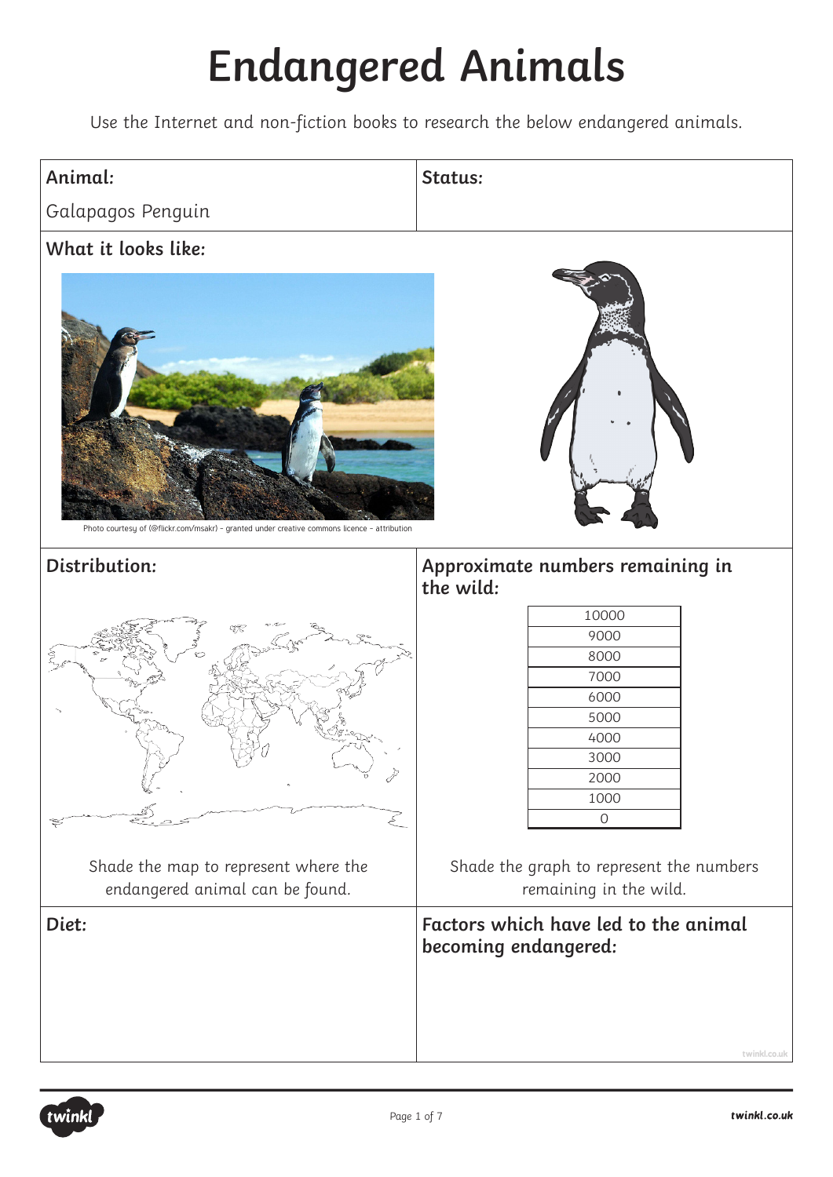# Endangered Animals

Use the Internet and non-fiction books to research the below endangered animals.

| **Animal:** | **Status:** |
|---|---|
| Galapagos Penguin | |

**What it looks like:**

Photo courtesy of (@flickr.com/msakr) - granted under creative commons licence – attribution

**Distribution:**

Shade the map to represent where the endangered animal can be found.

**Approximate numbers remaining in the wild:**

| |
|---|
| 10000 |
| 9000 |
| 8000 |
| 7000 |
| 6000 |
| 5000 |
| 4000 |
| 3000 |
| 2000 |
| 1000 |
| 0 |

Shade the graph to represent the numbers remaining in the wild.

**Diet:**

**Factors which have led to the animal becoming endangered:**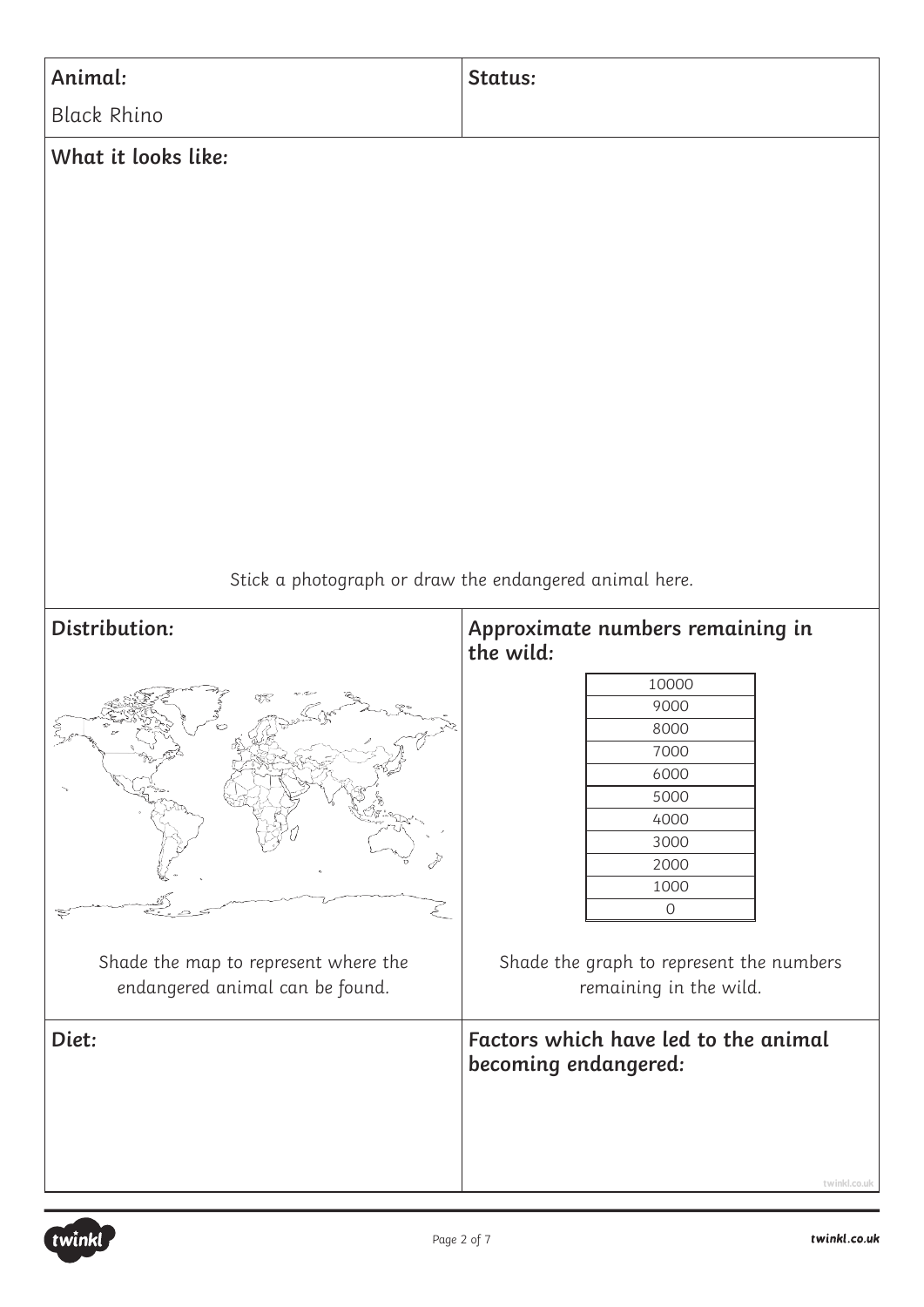**Animal:**

Black Rhino

**Status:**

**What it looks like:**

Stick a photograph or draw the endangered animal here.

**Distribution:**

Shade the map to represent where the endangered animal can be found.

**Approximate numbers remaining in the wild:**

| |
|---|
| 10000 |
| 9000 |
| 8000 |
| 7000 |
| 6000 |
| 5000 |
| 4000 |
| 3000 |
| 2000 |
| 1000 |
| 0 |

Shade the graph to represent the numbers remaining in the wild.

**Diet:**

**Factors which have led to the animal becoming endangered:**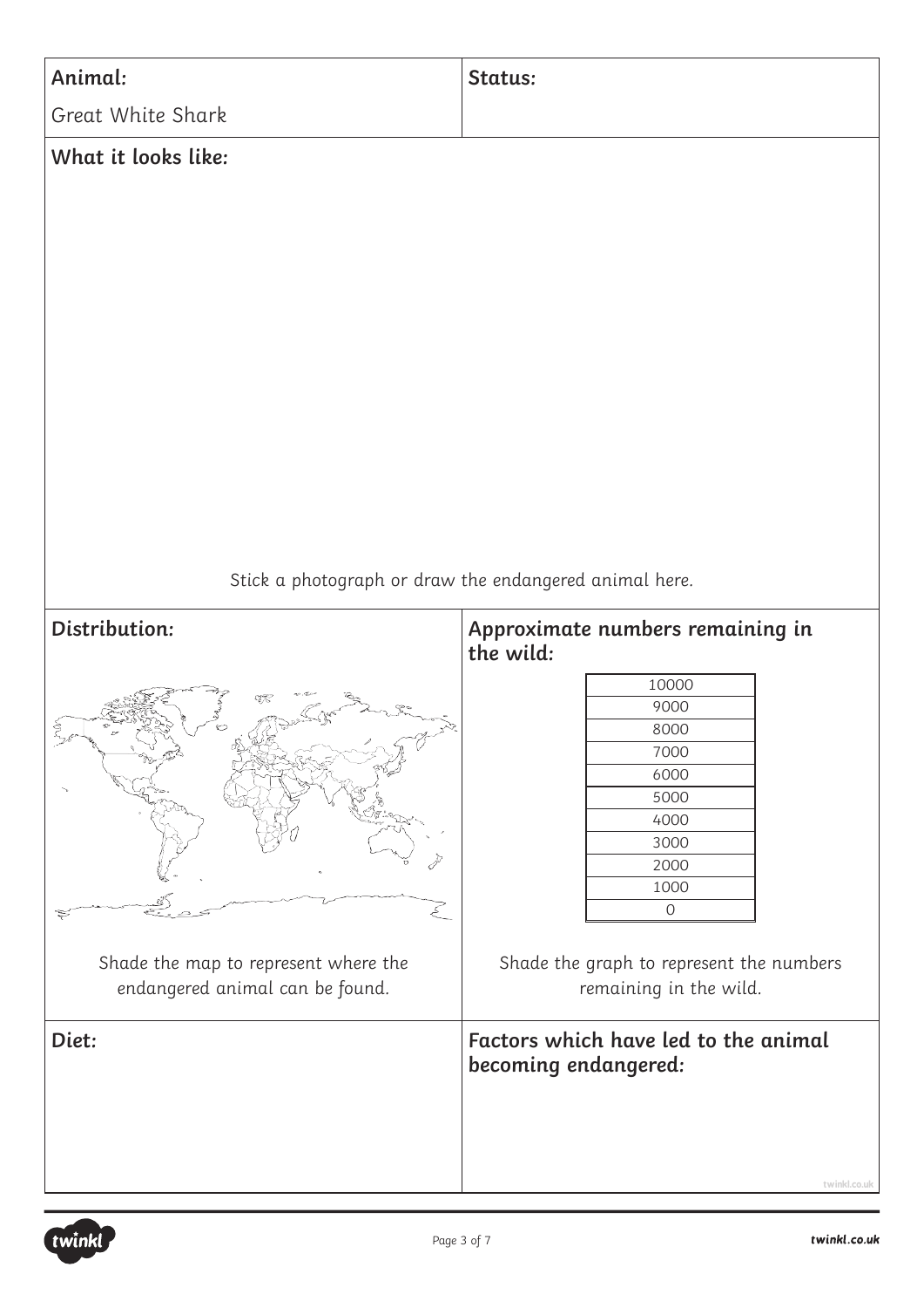**Animal:**

Great White Shark

**Status:**

**What it looks like:**

Stick a photograph or draw the endangered animal here.

**Distribution:**

Shade the map to represent where the endangered animal can be found.

**Approximate numbers remaining in the wild:**

| 10000 |
|---|
| 9000 |
| 8000 |
| 7000 |
| 6000 |
| 5000 |
| 4000 |
| 3000 |
| 2000 |
| 1000 |
| 0 |

Shade the graph to represent the numbers remaining in the wild.

**Diet:**

**Factors which have led to the animal becoming endangered:**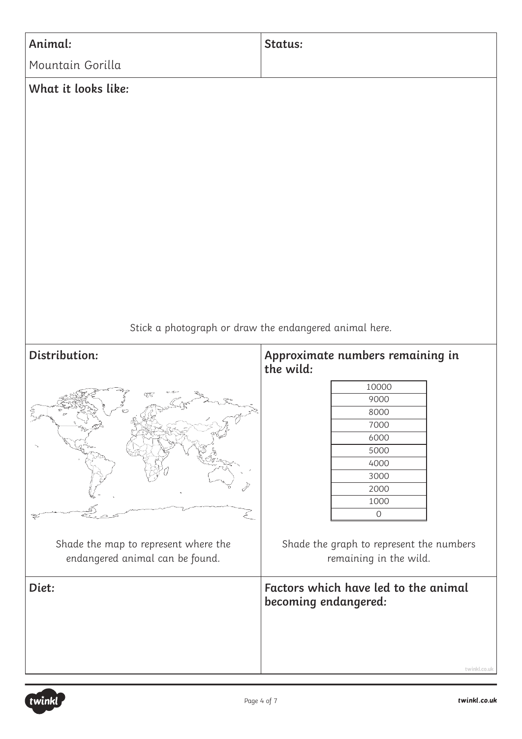**Animal:**

Mountain Gorilla

**Status:**

**What it looks like:**

Stick a photograph or draw the endangered animal here.

**Distribution:**

Shade the map to represent where the endangered animal can be found.

**Approximate numbers remaining in the wild:**

| |
|---|
| 10000 |
| 9000 |
| 8000 |
| 7000 |
| 6000 |
| 5000 |
| 4000 |
| 3000 |
| 2000 |
| 1000 |
| 0 |

Shade the graph to represent the numbers remaining in the wild.

**Diet:**

**Factors which have led to the animal becoming endangered:**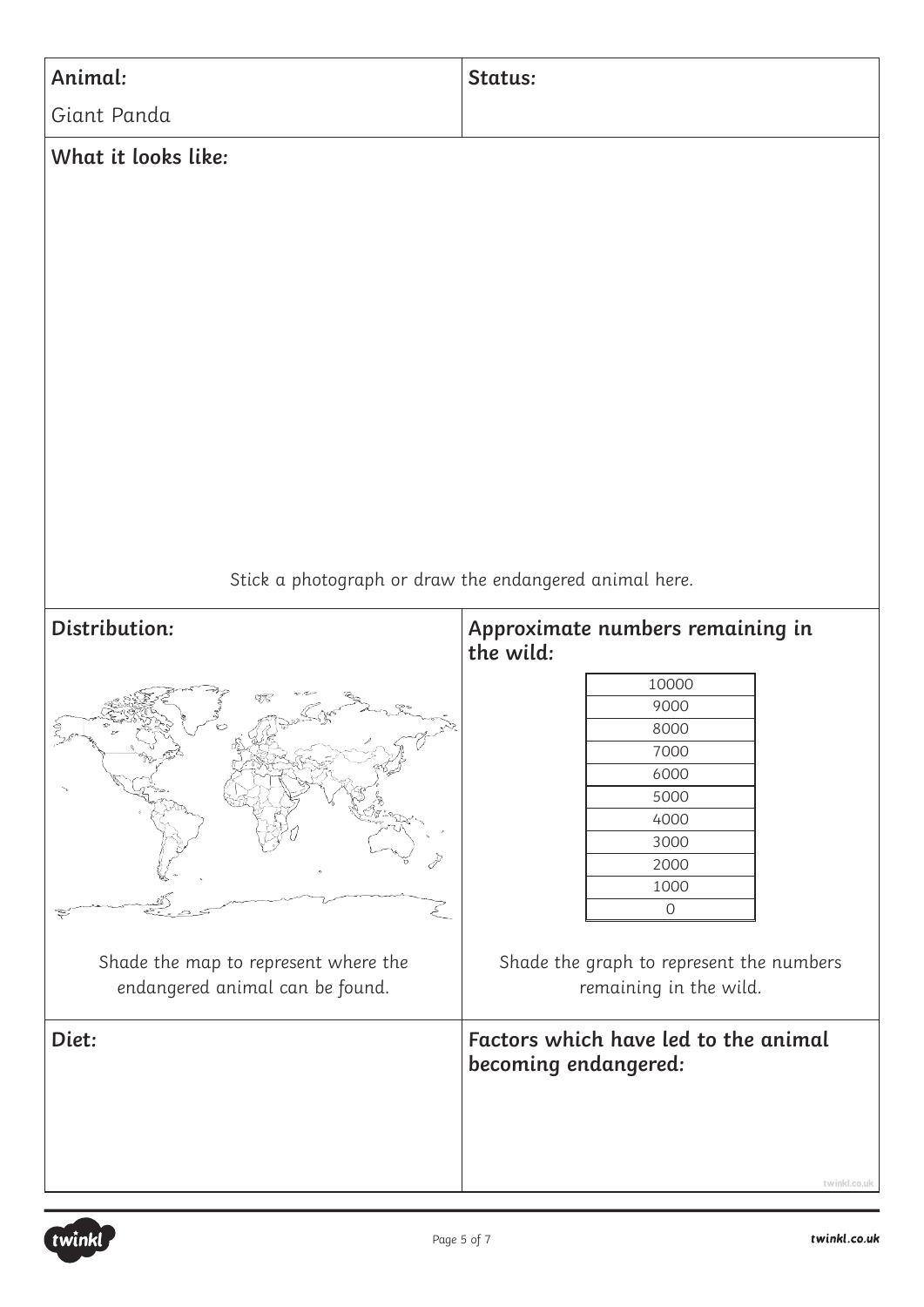**Animal:**

Giant Panda

**Status:**

**What it looks like:**

Stick a photograph or draw the endangered animal here.

**Distribution:**

Shade the map to represent where the endangered animal can be found.

**Approximate numbers remaining in the wild:**

| |
|---|
| 10000 |
| 9000 |
| 8000 |
| 7000 |
| 6000 |
| 5000 |
| 4000 |
| 3000 |
| 2000 |
| 1000 |
| 0 |

Shade the graph to represent the numbers remaining in the wild.

**Diet:**

**Factors which have led to the animal becoming endangered:**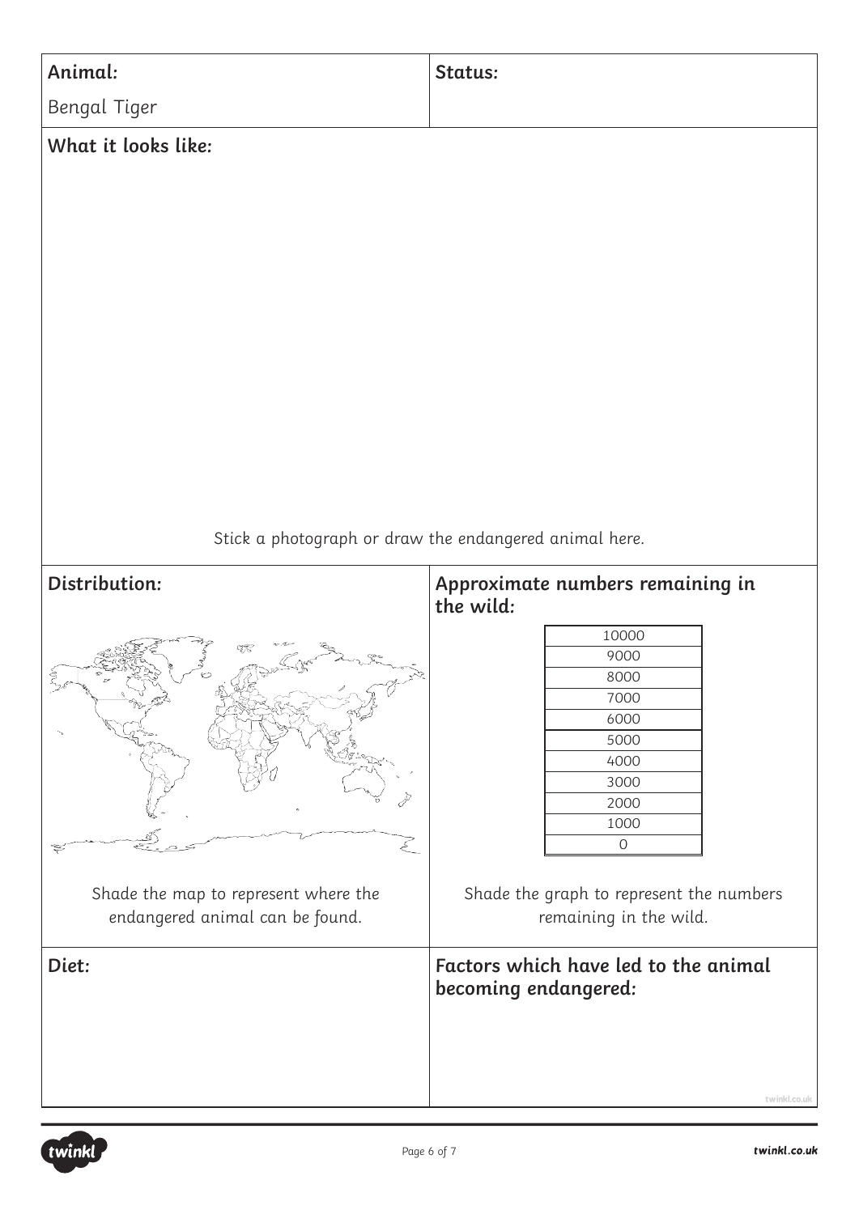**Animal:**

Bengal Tiger

**Status:**

**What it looks like:**

Stick a photograph or draw the endangered animal here.

**Distribution:**

Shade the map to represent where the endangered animal can be found.

**Approximate numbers remaining in the wild:**

| 10000 |
|---|
| 9000 |
| 8000 |
| 7000 |
| 6000 |
| 5000 |
| 4000 |
| 3000 |
| 2000 |
| 1000 |
| 0 |

Shade the graph to represent the numbers remaining in the wild.

**Diet:**

**Factors which have led to the animal becoming endangered:**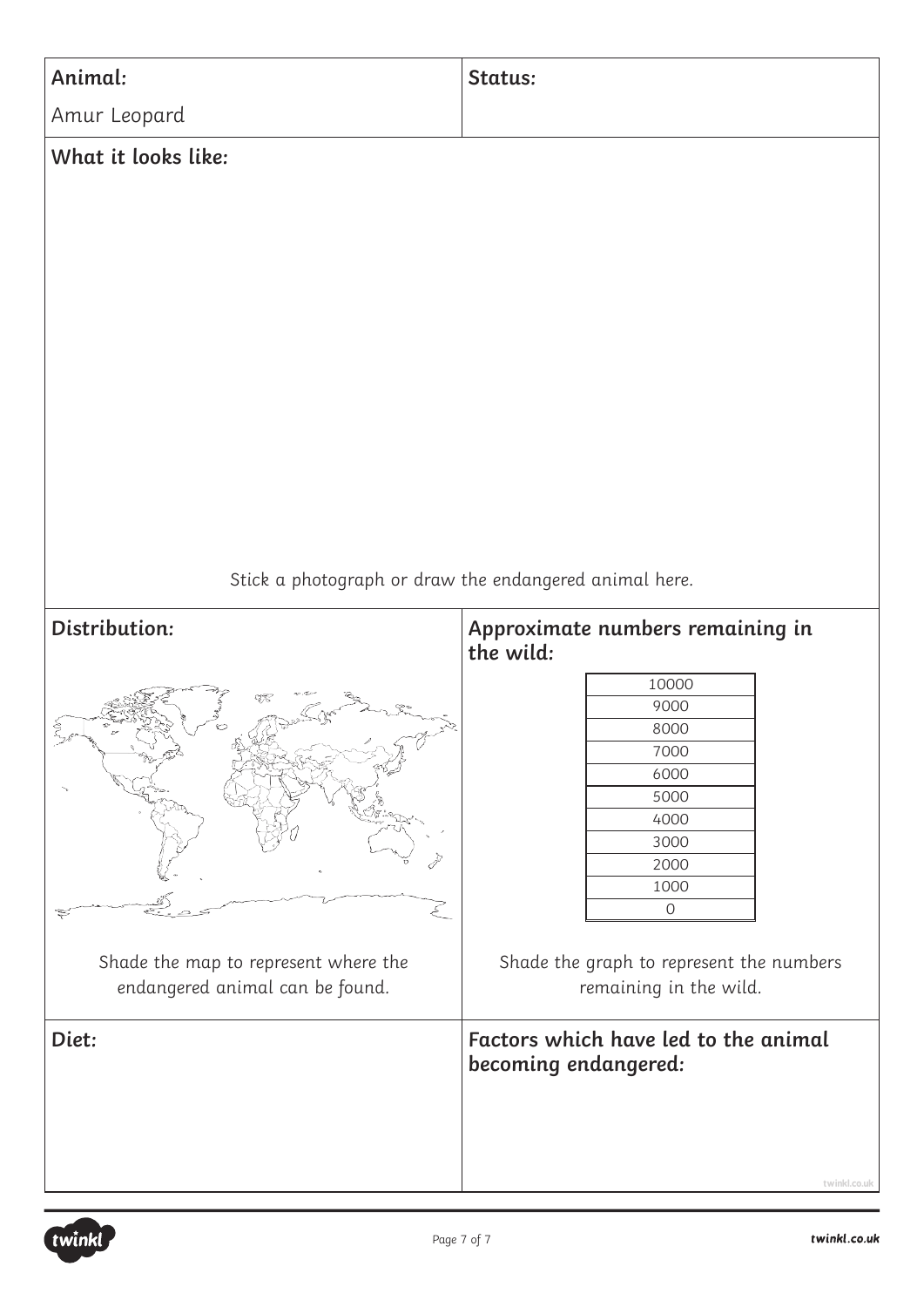**Animal:**

Amur Leopard

**Status:**

**What it looks like:**

Stick a photograph or draw the endangered animal here.

**Distribution:**

Shade the map to represent where the endangered animal can be found.

**Approximate numbers remaining in the wild:**

10000
9000
8000
7000
6000
5000
4000
3000
2000
1000
0

Shade the graph to represent the numbers remaining in the wild.

**Diet:**

**Factors which have led to the animal becoming endangered:**